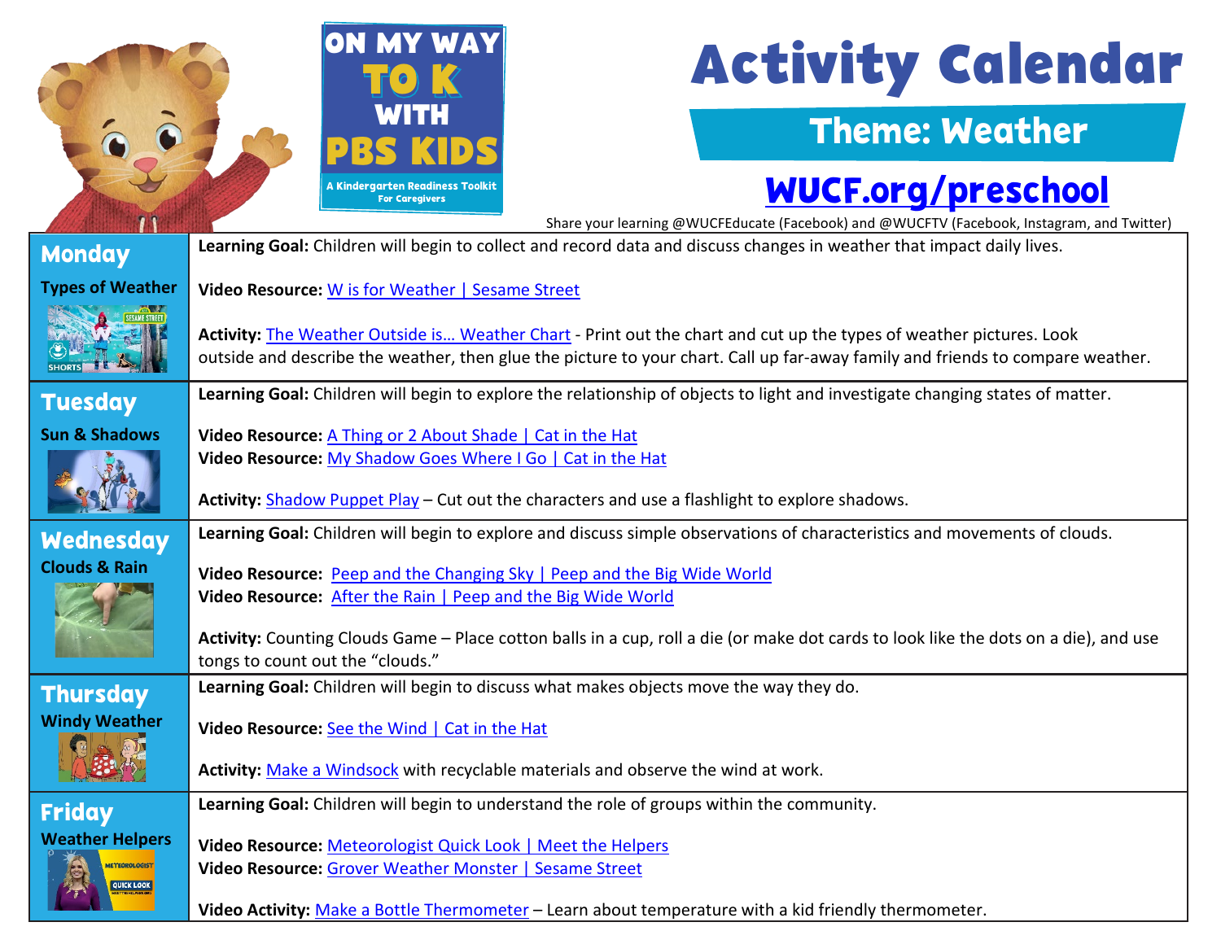ON MY WAY TO K WITH PBS KIDS

A Kindergarten Readiness Toolkit For Caregivers

# Activity Calendar

## Theme: Weather

[WUCF.org/preschool](WUCF.org/preschool)

Share your learning @WUCFEducate (Facebook) and @WUCFTV (Facebook, Instagram, and Twitter)

| Day | Details |
|---|---|
| **Monday** Types of Weather | **Learning Goal:** Children will begin to collect and record data and discuss changes in weather that impact daily lives.<br><br>**Video Resource:** W is for Weather \| Sesame Street<br><br>**Activity:** The Weather Outside is… Weather Chart - Print out the chart and cut up the types of weather pictures. Look outside and describe the weather, then glue the picture to your chart. Call up far-away family and friends to compare weather. |
| **Tuesday** Sun & Shadows | **Learning Goal:** Children will begin to explore the relationship of objects to light and investigate changing states of matter.<br><br>**Video Resource:** A Thing or 2 About Shade \| Cat in the Hat<br>**Video Resource:** My Shadow Goes Where I Go \| Cat in the Hat<br><br>**Activity:** Shadow Puppet Play – Cut out the characters and use a flashlight to explore shadows. |
| **Wednesday** Clouds & Rain | **Learning Goal:** Children will begin to explore and discuss simple observations of characteristics and movements of clouds.<br><br>**Video Resource:** Peep and the Changing Sky \| Peep and the Big Wide World<br>**Video Resource:** After the Rain \| Peep and the Big Wide World<br><br>**Activity:** Counting Clouds Game – Place cotton balls in a cup, roll a die (or make dot cards to look like the dots on a die), and use tongs to count out the "clouds." |
| **Thursday** Windy Weather | **Learning Goal:** Children will begin to discuss what makes objects move the way they do.<br><br>**Video Resource:** See the Wind \| Cat in the Hat<br><br>**Activity:** Make a Windsock with recyclable materials and observe the wind at work. |
| **Friday** Weather Helpers | **Learning Goal:** Children will begin to understand the role of groups within the community.<br><br>**Video Resource:** Meteorologist Quick Look \| Meet the Helpers<br>**Video Resource:** Grover Weather Monster \| Sesame Street<br><br>**Video Activity:** Make a Bottle Thermometer – Learn about temperature with a kid friendly thermometer. |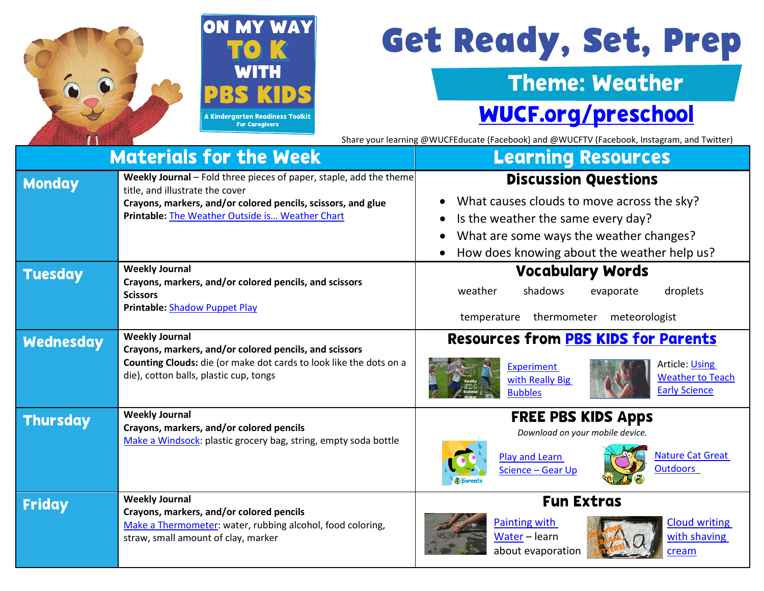ON MY WAY TO K WITH PBS KIDS

A Kindergarten Readiness Toolkit For Caregivers

# Get Ready, Set, Prep

## Theme: Weather

## WUCF.org/preschool

Share your learning @WUCFEducate (Facebook) and @WUCFTV (Facebook, Instagram, and Twitter)

## Materials for the Week

| Day | Materials |
|---|---|
| **Monday** | **Weekly Journal** – Fold three pieces of paper, staple, add the theme title, and illustrate the cover<br>**Crayons, markers, and/or colored pencils, scissors, and glue**<br>**Printable:** The Weather Outside is… Weather Chart |
| **Tuesday** | **Weekly Journal**<br>**Crayons, markers, and/or colored pencils, and scissors**<br>**Scissors**<br>**Printable:** Shadow Puppet Play |
| **Wednesday** | **Weekly Journal**<br>**Crayons, markers, and/or colored pencils, and scissors**<br>**Counting Clouds:** die (or make dot cards to look like the dots on a die), cotton balls, plastic cup, tongs |
| **Thursday** | **Weekly Journal**<br>**Crayons, markers, and/or colored pencils**<br>Make a Windsock: plastic grocery bag, string, empty soda bottle |
| **Friday** | **Weekly Journal**<br>**Crayons, markers, and/or colored pencils**<br>Make a Thermometer: water, rubbing alcohol, food coloring, straw, small amount of clay, marker |

## Learning Resources

### Discussion Questions

- What causes clouds to move across the sky?
- Is the weather the same every day?
- What are some ways the weather changes?
- How does knowing about the weather help us?

### Vocabulary Words

weather, shadows, evaporate, droplets, temperature, thermometer, meteorologist

### Resources from PBS KIDS for Parents

- Experiment with Really Big Bubbles
- Article: Using Weather to Teach Early Science

### FREE PBS KIDS Apps

*Download on your mobile device.*

- Play and Learn Science – Gear Up
- Nature Cat Great Outdoors

### Fun Extras

- Painting with Water – learn about evaporation
- Cloud writing with shaving cream